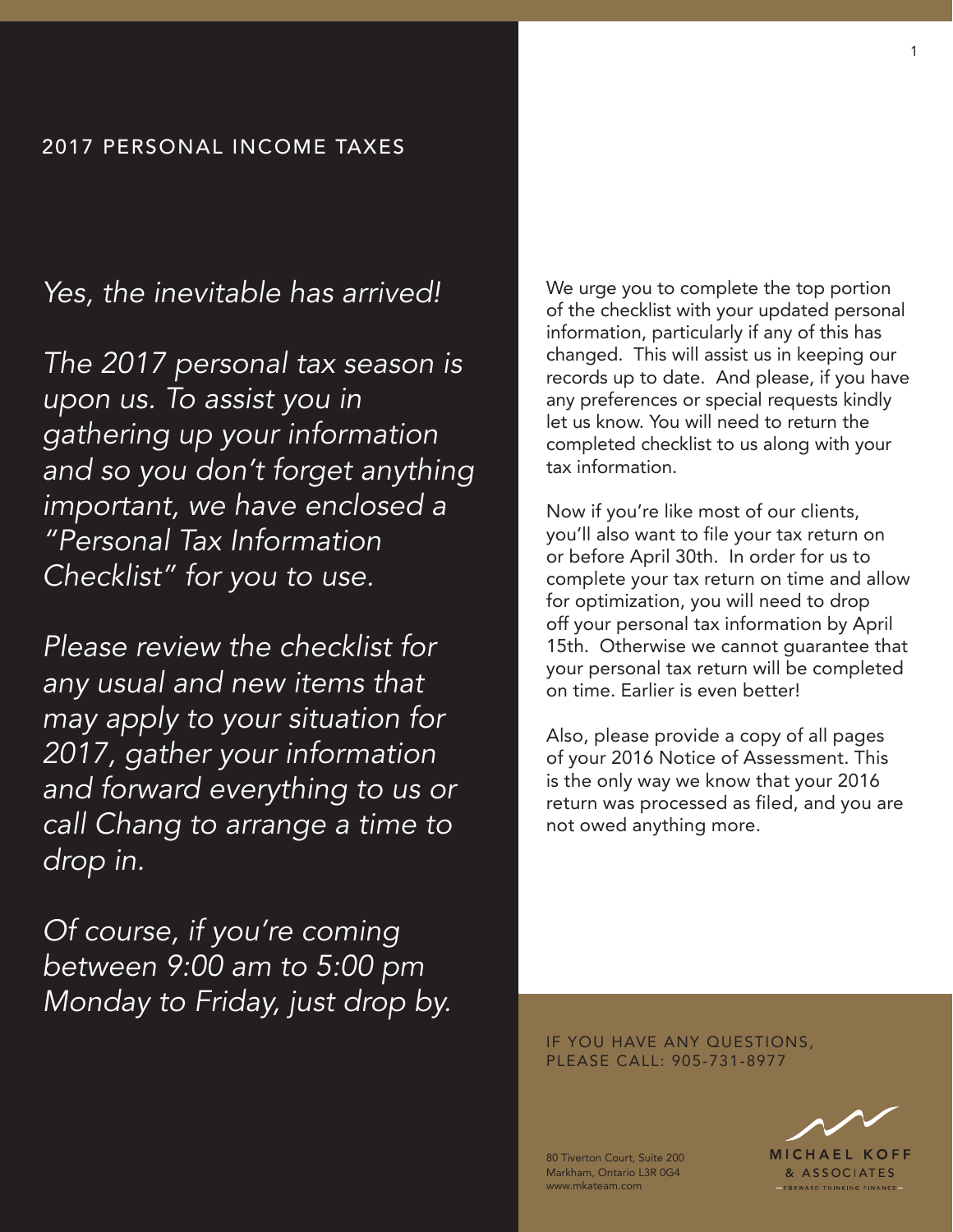## 2017 PERSONAL INCOME TAXES

*Yes, the inevitable has arrived!*

*The 2017 personal tax season is upon us. To assist you in gathering up your information and so you don't forget anything important, we have enclosed a "Personal Tax Information Checklist" for you to use.*

*Please review the checklist for any usual and new items that may apply to your situation for 2017, gather your information and forward everything to us or call Chang to arrange a time to drop in.*

*Of course, if you're coming between 9:00 am to 5:00 pm Monday to Friday, just drop by.*

We urge you to complete the top portion of the checklist with your updated personal information, particularly if any of this has changed. This will assist us in keeping our records up to date. And please, if you have any preferences or special requests kindly let us know. You will need to return the completed checklist to us along with your tax information.

Now if you're like most of our clients, you'll also want to file your tax return on or before April 30th. In order for us to complete your tax return on time and allow for optimization, you will need to drop off your personal tax information by April 15th. Otherwise we cannot guarantee that your personal tax return will be completed on time. Earlier is even better!

Also, please provide a copy of all pages of your 2016 Notice of Assessment. This is the only way we know that your 2016 return was processed as filed, and you are not owed anything more.

IF YOU HAVE ANY QUESTIONS, PLEASE CALL: 905-731-8977

80 Tiverton Court, Suite 200
Markham, Ontario L3R 0G4
www.mkateam.com

MICHAEL KOFF & ASSOCIATES
FORWARD THINKING FINANCE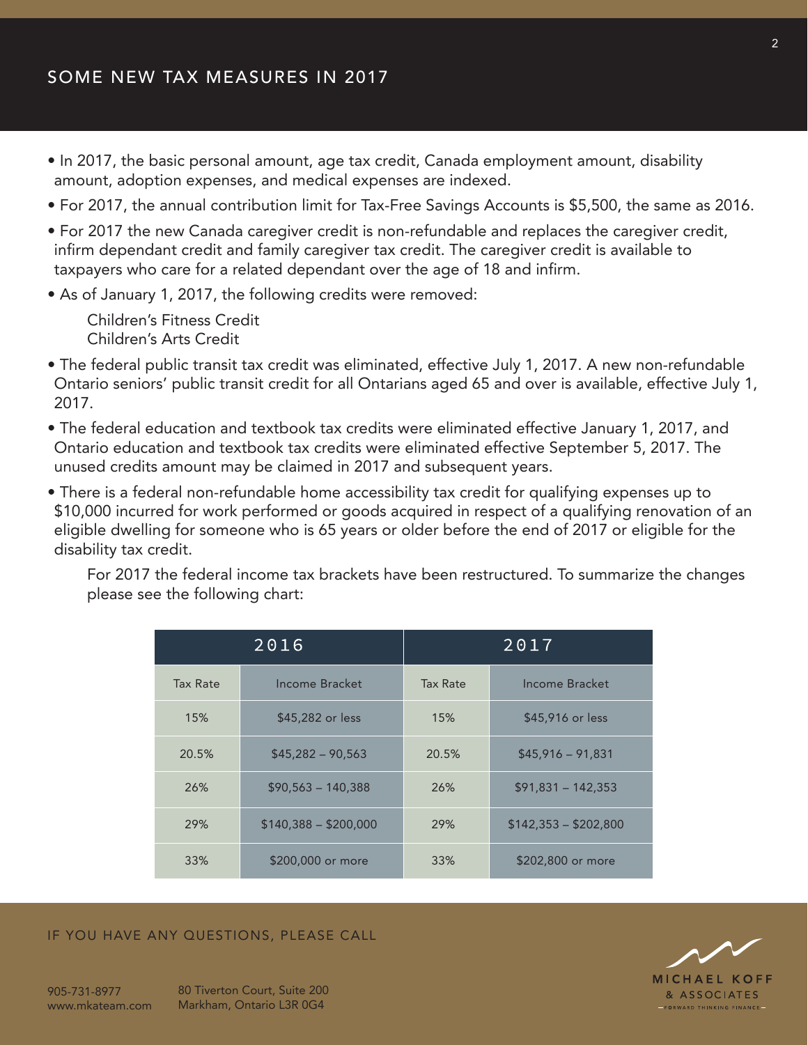## SOME NEW TAX MEASURES IN 2017

- In 2017, the basic personal amount, age tax credit, Canada employment amount, disability amount, adoption expenses, and medical expenses are indexed.
- For 2017, the annual contribution limit for Tax-Free Savings Accounts is $5,500, the same as 2016.
- For 2017 the new Canada caregiver credit is non-refundable and replaces the caregiver credit, infirm dependant credit and family caregiver tax credit. The caregiver credit is available to taxpayers who care for a related dependant over the age of 18 and infirm.
- As of January 1, 2017, the following credits were removed:

  Children's Fitness Credit
  Children's Arts Credit
- The federal public transit tax credit was eliminated, effective July 1, 2017. A new non-refundable Ontario seniors' public transit credit for all Ontarians aged 65 and over is available, effective July 1, 2017.
- The federal education and textbook tax credits were eliminated effective January 1, 2017, and Ontario education and textbook tax credits were eliminated effective September 5, 2017. The unused credits amount may be claimed in 2017 and subsequent years.
- There is a federal non-refundable home accessibility tax credit for qualifying expenses up to $10,000 incurred for work performed or goods acquired in respect of a qualifying renovation of an eligible dwelling for someone who is 65 years or older before the end of 2017 or eligible for the disability tax credit.

For 2017 the federal income tax brackets have been restructured. To summarize the changes please see the following chart:

| 2016 | | 2017 | |
|---|---|---|---|
| Tax Rate | Income Bracket | Tax Rate | Income Bracket |
| 15% | $45,282 or less | 15% | $45,916 or less |
| 20.5% | $45,282 – 90,563 | 20.5% | $45,916 – 91,831 |
| 26% | $90,563 – 140,388 | 26% | $91,831 – 142,353 |
| 29% | $140,388 – $200,000 | 29% | $142,353 – $202,800 |
| 33% | $200,000 or more | 33% | $202,800 or more |

IF YOU HAVE ANY QUESTIONS, PLEASE CALL

905-731-8977
www.mkateam.com

80 Tiverton Court, Suite 200
Markham, Ontario L3R 0G4

MICHAEL KOFF & ASSOCIATES
FORWARD THINKING FINANCE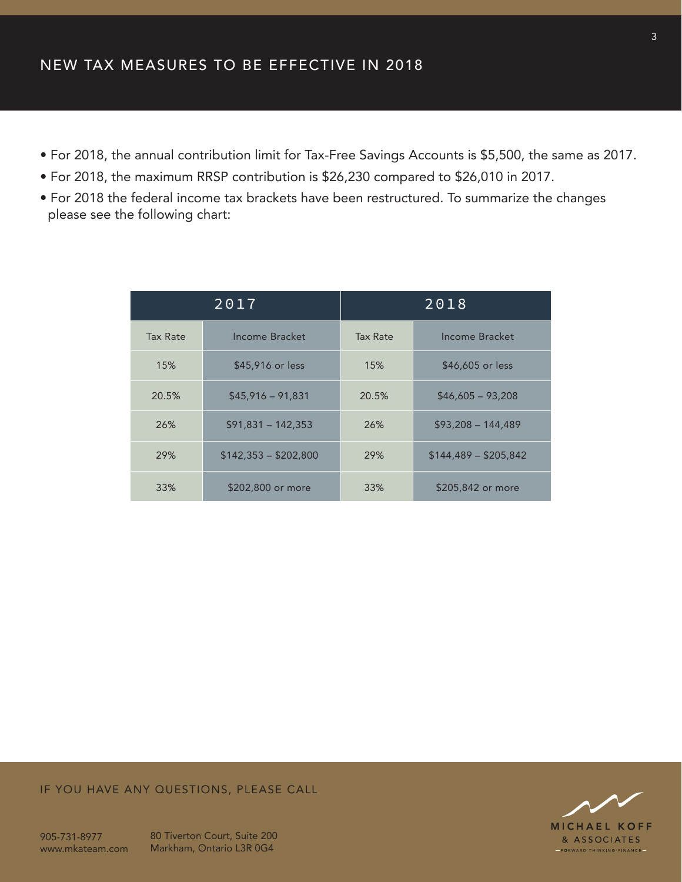## NEW TAX MEASURES TO BE EFFECTIVE IN 2018

- For 2018, the annual contribution limit for Tax-Free Savings Accounts is $5,500, the same as 2017.
- For 2018, the maximum RRSP contribution is $26,230 compared to $26,010 in 2017.
- For 2018 the federal income tax brackets have been restructured. To summarize the changes please see the following chart:

| 2017 | | 2018 | |
|---|---|---|---|
| Tax Rate | Income Bracket | Tax Rate | Income Bracket |
| 15% | $45,916 or less | 15% | $46,605 or less |
| 20.5% | $45,916 – 91,831 | 20.5% | $46,605 – 93,208 |
| 26% | $91,831 – 142,353 | 26% | $93,208 – 144,489 |
| 29% | $142,353 – $202,800 | 29% | $144,489 – $205,842 |
| 33% | $202,800 or more | 33% | $205,842 or more |

IF YOU HAVE ANY QUESTIONS, PLEASE CALL

905-731-8977
www.mkateam.com

80 Tiverton Court, Suite 200
Markham, Ontario L3R 0G4

MICHAEL KOFF & ASSOCIATES
– FORWARD THINKING FINANCE –